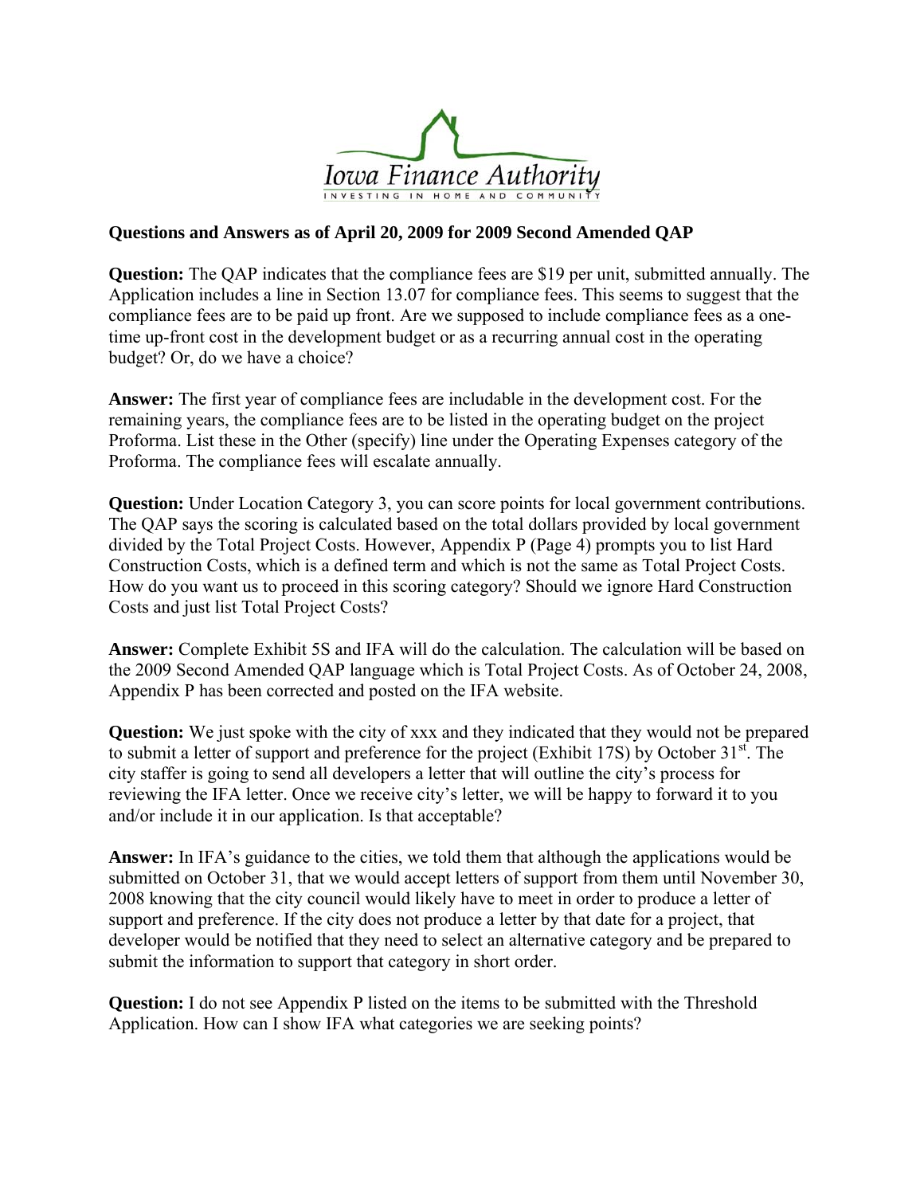Iowa Finance Authority

INVESTING IN HOME AND COMMUNITY

**Questions and Answers as of April 20, 2009 for 2009 Second Amended QAP**

**Question:** The QAP indicates that the compliance fees are $19 per unit, submitted annually. The Application includes a line in Section 13.07 for compliance fees. This seems to suggest that the compliance fees are to be paid up front. Are we supposed to include compliance fees as a one-time up-front cost in the development budget or as a recurring annual cost in the operating budget? Or, do we have a choice?

**Answer:** The first year of compliance fees are includable in the development cost. For the remaining years, the compliance fees are to be listed in the operating budget on the project Proforma. List these in the Other (specify) line under the Operating Expenses category of the Proforma. The compliance fees will escalate annually.

**Question:** Under Location Category 3, you can score points for local government contributions. The QAP says the scoring is calculated based on the total dollars provided by local government divided by the Total Project Costs. However, Appendix P (Page 4) prompts you to list Hard Construction Costs, which is a defined term and which is not the same as Total Project Costs. How do you want us to proceed in this scoring category? Should we ignore Hard Construction Costs and just list Total Project Costs?

**Answer:** Complete Exhibit 5S and IFA will do the calculation. The calculation will be based on the 2009 Second Amended QAP language which is Total Project Costs. As of October 24, 2008, Appendix P has been corrected and posted on the IFA website.

**Question:** We just spoke with the city of xxx and they indicated that they would not be prepared to submit a letter of support and preference for the project (Exhibit 17S) by October 31st. The city staffer is going to send all developers a letter that will outline the city's process for reviewing the IFA letter. Once we receive city's letter, we will be happy to forward it to you and/or include it in our application. Is that acceptable?

**Answer:** In IFA's guidance to the cities, we told them that although the applications would be submitted on October 31, that we would accept letters of support from them until November 30, 2008 knowing that the city council would likely have to meet in order to produce a letter of support and preference. If the city does not produce a letter by that date for a project, that developer would be notified that they need to select an alternative category and be prepared to submit the information to support that category in short order.

**Question:** I do not see Appendix P listed on the items to be submitted with the Threshold Application. How can I show IFA what categories we are seeking points?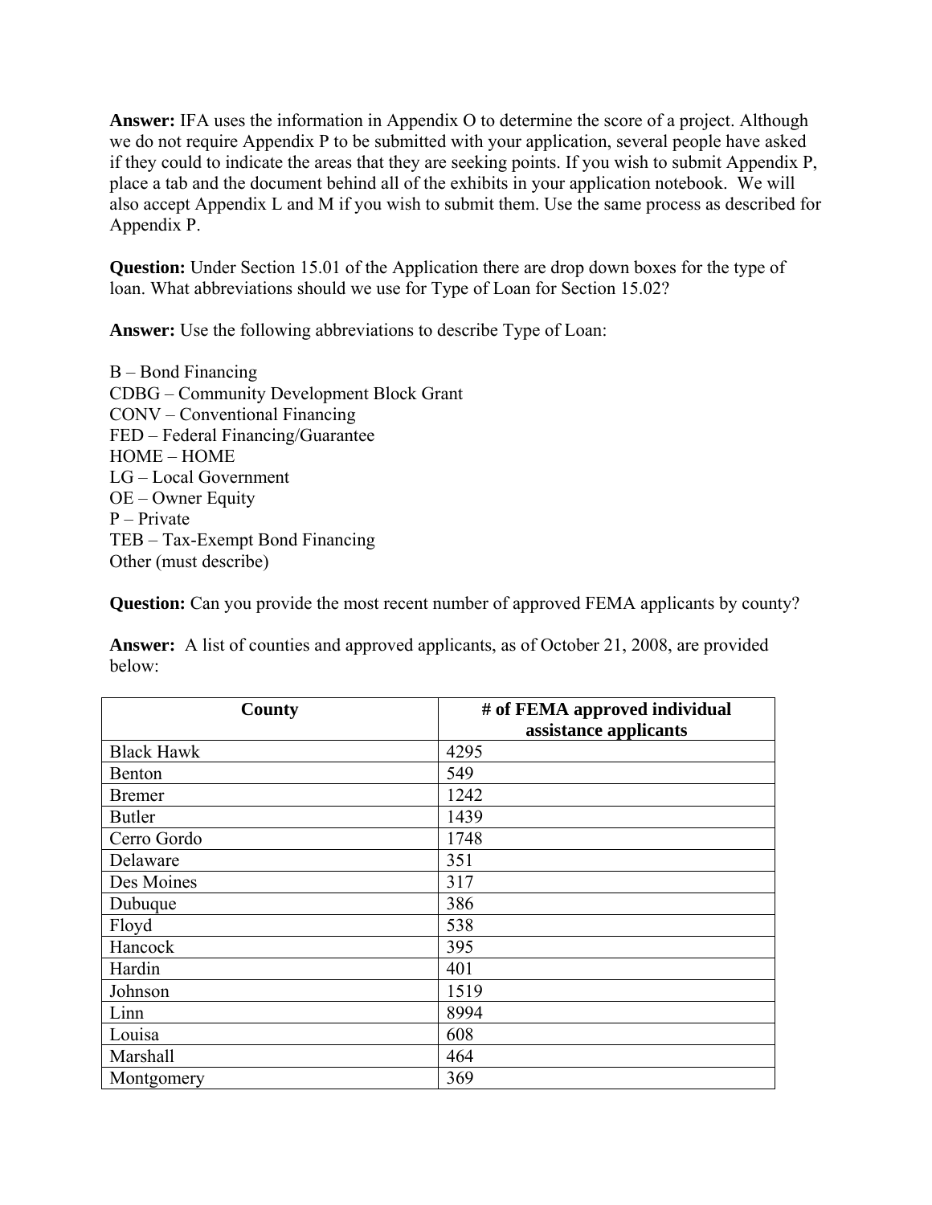**Answer:** IFA uses the information in Appendix O to determine the score of a project. Although we do not require Appendix P to be submitted with your application, several people have asked if they could to indicate the areas that they are seeking points. If you wish to submit Appendix P, place a tab and the document behind all of the exhibits in your application notebook. We will also accept Appendix L and M if you wish to submit them. Use the same process as described for Appendix P.

**Question:** Under Section 15.01 of the Application there are drop down boxes for the type of loan. What abbreviations should we use for Type of Loan for Section 15.02?

**Answer:** Use the following abbreviations to describe Type of Loan:

B – Bond Financing
CDBG – Community Development Block Grant
CONV – Conventional Financing
FED – Federal Financing/Guarantee
HOME – HOME
LG – Local Government
OE – Owner Equity
P – Private
TEB – Tax-Exempt Bond Financing
Other (must describe)

**Question:** Can you provide the most recent number of approved FEMA applicants by county?

**Answer:** A list of counties and approved applicants, as of October 21, 2008, are provided below:

| County | # of FEMA approved individual assistance applicants |
|---|---|
| Black Hawk | 4295 |
| Benton | 549 |
| Bremer | 1242 |
| Butler | 1439 |
| Cerro Gordo | 1748 |
| Delaware | 351 |
| Des Moines | 317 |
| Dubuque | 386 |
| Floyd | 538 |
| Hancock | 395 |
| Hardin | 401 |
| Johnson | 1519 |
| Linn | 8994 |
| Louisa | 608 |
| Marshall | 464 |
| Montgomery | 369 |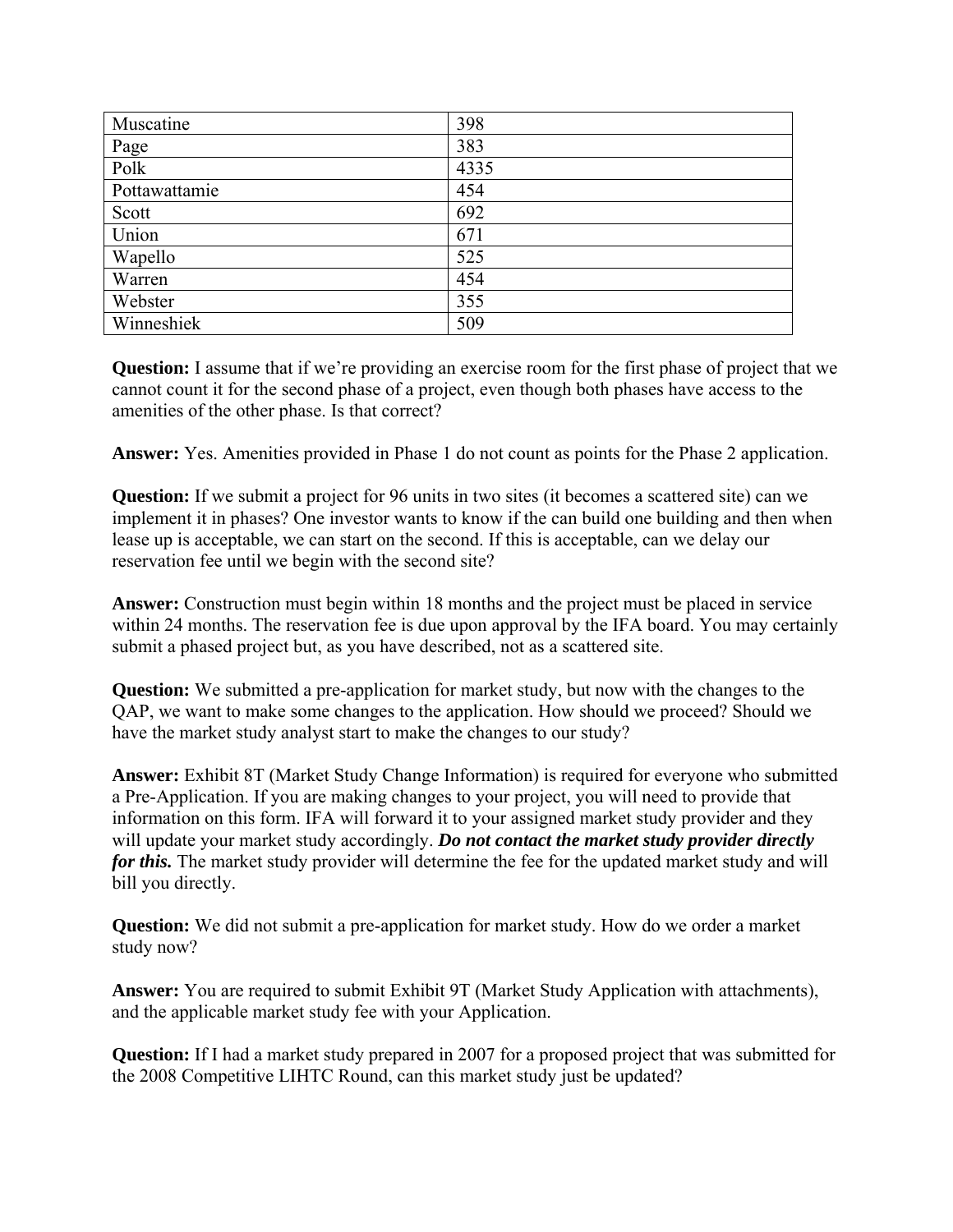| Muscatine | 398 |
|---|---|
| Page | 383 |
| Polk | 4335 |
| Pottawattamie | 454 |
| Scott | 692 |
| Union | 671 |
| Wapello | 525 |
| Warren | 454 |
| Webster | 355 |
| Winneshiek | 509 |

**Question:** I assume that if we're providing an exercise room for the first phase of project that we cannot count it for the second phase of a project, even though both phases have access to the amenities of the other phase. Is that correct?

**Answer:** Yes. Amenities provided in Phase 1 do not count as points for the Phase 2 application.

**Question:** If we submit a project for 96 units in two sites (it becomes a scattered site) can we implement it in phases? One investor wants to know if the can build one building and then when lease up is acceptable, we can start on the second. If this is acceptable, can we delay our reservation fee until we begin with the second site?

**Answer:** Construction must begin within 18 months and the project must be placed in service within 24 months. The reservation fee is due upon approval by the IFA board. You may certainly submit a phased project but, as you have described, not as a scattered site.

**Question:** We submitted a pre-application for market study, but now with the changes to the QAP, we want to make some changes to the application. How should we proceed? Should we have the market study analyst start to make the changes to our study?

**Answer:** Exhibit 8T (Market Study Change Information) is required for everyone who submitted a Pre-Application. If you are making changes to your project, you will need to provide that information on this form. IFA will forward it to your assigned market study provider and they will update your market study accordingly. ***Do not contact the market study provider directly for this.*** The market study provider will determine the fee for the updated market study and will bill you directly.

**Question:** We did not submit a pre-application for market study. How do we order a market study now?

**Answer:** You are required to submit Exhibit 9T (Market Study Application with attachments), and the applicable market study fee with your Application.

**Question:** If I had a market study prepared in 2007 for a proposed project that was submitted for the 2008 Competitive LIHTC Round, can this market study just be updated?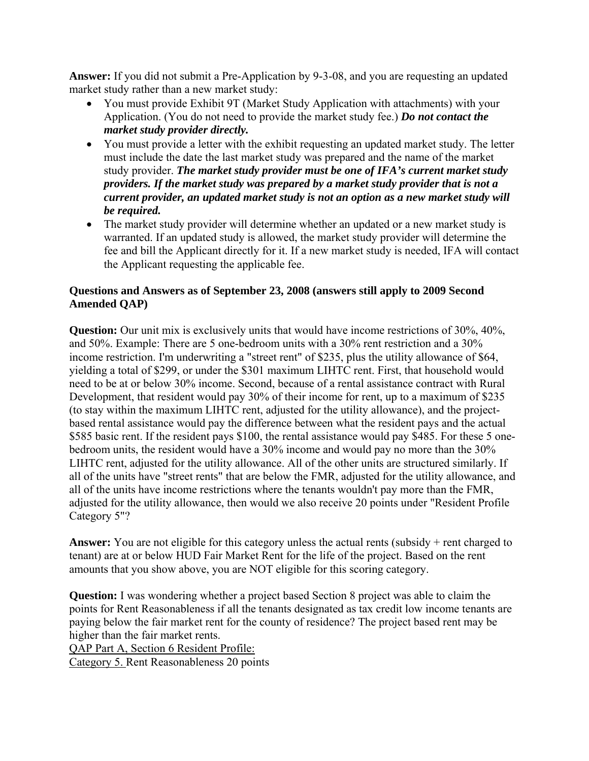**Answer:** If you did not submit a Pre-Application by 9-3-08, and you are requesting an updated market study rather than a new market study:

- You must provide Exhibit 9T (Market Study Application with attachments) with your Application. (You do not need to provide the market study fee.) ***Do not contact the market study provider directly.***
- You must provide a letter with the exhibit requesting an updated market study. The letter must include the date the last market study was prepared and the name of the market study provider. ***The market study provider must be one of IFA's current market study providers. If the market study was prepared by a market study provider that is not a current provider, an updated market study is not an option as a new market study will be required.***
- The market study provider will determine whether an updated or a new market study is warranted. If an updated study is allowed, the market study provider will determine the fee and bill the Applicant directly for it. If a new market study is needed, IFA will contact the Applicant requesting the applicable fee.

**Questions and Answers as of September 23, 2008 (answers still apply to 2009 Second Amended QAP)**

**Question:** Our unit mix is exclusively units that would have income restrictions of 30%, 40%, and 50%. Example: There are 5 one-bedroom units with a 30% rent restriction and a 30% income restriction. I'm underwriting a "street rent" of $235, plus the utility allowance of $64, yielding a total of $299, or under the $301 maximum LIHTC rent. First, that household would need to be at or below 30% income. Second, because of a rental assistance contract with Rural Development, that resident would pay 30% of their income for rent, up to a maximum of $235 (to stay within the maximum LIHTC rent, adjusted for the utility allowance), and the project-based rental assistance would pay the difference between what the resident pays and the actual $585 basic rent. If the resident pays $100, the rental assistance would pay $485. For these 5 one-bedroom units, the resident would have a 30% income and would pay no more than the 30% LIHTC rent, adjusted for the utility allowance. All of the other units are structured similarly. If all of the units have "street rents" that are below the FMR, adjusted for the utility allowance, and all of the units have income restrictions where the tenants wouldn't pay more than the FMR, adjusted for the utility allowance, then would we also receive 20 points under "Resident Profile Category 5"?

**Answer:** You are not eligible for this category unless the actual rents (subsidy + rent charged to tenant) are at or below HUD Fair Market Rent for the life of the project. Based on the rent amounts that you show above, you are NOT eligible for this scoring category.

**Question:** I was wondering whether a project based Section 8 project was able to claim the points for Rent Reasonableness if all the tenants designated as tax credit low income tenants are paying below the fair market rent for the county of residence? The project based rent may be higher than the fair market rents.

<u>QAP Part A, Section 6 Resident Profile:</u>

<u>Category 5.</u> Rent Reasonableness 20 points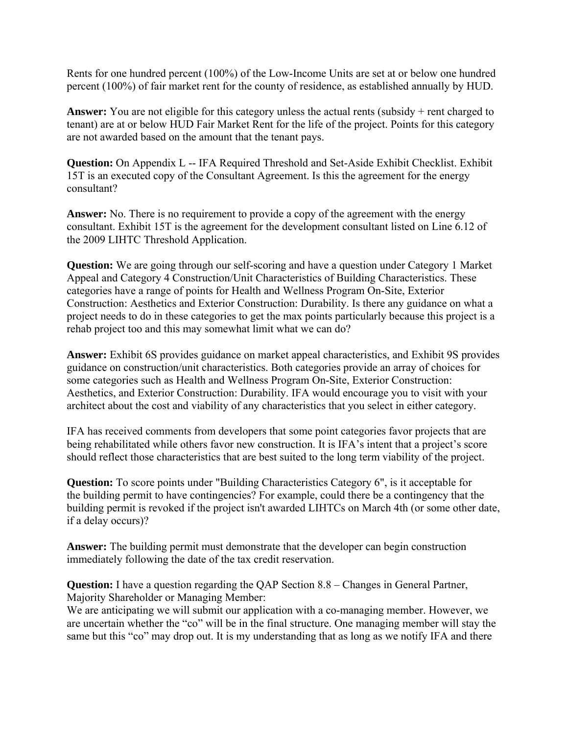Rents for one hundred percent (100%) of the Low-Income Units are set at or below one hundred percent (100%) of fair market rent for the county of residence, as established annually by HUD.

**Answer:** You are not eligible for this category unless the actual rents (subsidy + rent charged to tenant) are at or below HUD Fair Market Rent for the life of the project. Points for this category are not awarded based on the amount that the tenant pays.

**Question:** On Appendix L -- IFA Required Threshold and Set-Aside Exhibit Checklist. Exhibit 15T is an executed copy of the Consultant Agreement. Is this the agreement for the energy consultant?

**Answer:** No. There is no requirement to provide a copy of the agreement with the energy consultant. Exhibit 15T is the agreement for the development consultant listed on Line 6.12 of the 2009 LIHTC Threshold Application.

**Question:** We are going through our self-scoring and have a question under Category 1 Market Appeal and Category 4 Construction/Unit Characteristics of Building Characteristics. These categories have a range of points for Health and Wellness Program On-Site, Exterior Construction: Aesthetics and Exterior Construction: Durability. Is there any guidance on what a project needs to do in these categories to get the max points particularly because this project is a rehab project too and this may somewhat limit what we can do?

**Answer:** Exhibit 6S provides guidance on market appeal characteristics, and Exhibit 9S provides guidance on construction/unit characteristics. Both categories provide an array of choices for some categories such as Health and Wellness Program On-Site, Exterior Construction: Aesthetics, and Exterior Construction: Durability. IFA would encourage you to visit with your architect about the cost and viability of any characteristics that you select in either category.

IFA has received comments from developers that some point categories favor projects that are being rehabilitated while others favor new construction. It is IFA's intent that a project's score should reflect those characteristics that are best suited to the long term viability of the project.

**Question:** To score points under "Building Characteristics Category 6", is it acceptable for the building permit to have contingencies? For example, could there be a contingency that the building permit is revoked if the project isn't awarded LIHTCs on March 4th (or some other date, if a delay occurs)?

**Answer:** The building permit must demonstrate that the developer can begin construction immediately following the date of the tax credit reservation.

**Question:** I have a question regarding the QAP Section 8.8 – Changes in General Partner, Majority Shareholder or Managing Member:
We are anticipating we will submit our application with a co-managing member. However, we are uncertain whether the "co" will be in the final structure. One managing member will stay the same but this "co" may drop out. It is my understanding that as long as we notify IFA and there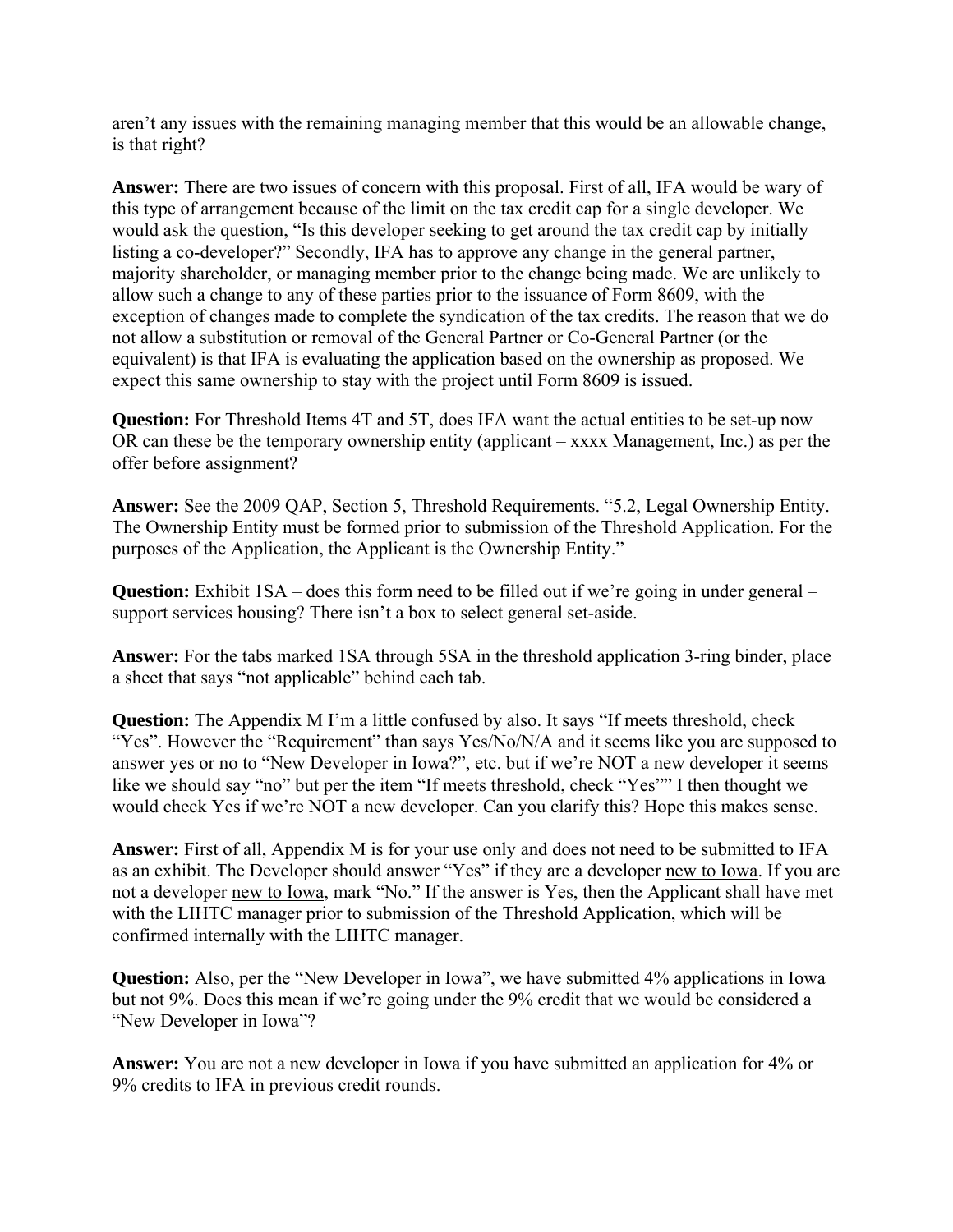aren't any issues with the remaining managing member that this would be an allowable change, is that right?

**Answer:** There are two issues of concern with this proposal. First of all, IFA would be wary of this type of arrangement because of the limit on the tax credit cap for a single developer. We would ask the question, "Is this developer seeking to get around the tax credit cap by initially listing a co-developer?" Secondly, IFA has to approve any change in the general partner, majority shareholder, or managing member prior to the change being made. We are unlikely to allow such a change to any of these parties prior to the issuance of Form 8609, with the exception of changes made to complete the syndication of the tax credits. The reason that we do not allow a substitution or removal of the General Partner or Co-General Partner (or the equivalent) is that IFA is evaluating the application based on the ownership as proposed. We expect this same ownership to stay with the project until Form 8609 is issued.

**Question:** For Threshold Items 4T and 5T, does IFA want the actual entities to be set-up now OR can these be the temporary ownership entity (applicant – xxxx Management, Inc.) as per the offer before assignment?

**Answer:** See the 2009 QAP, Section 5, Threshold Requirements. "5.2, Legal Ownership Entity. The Ownership Entity must be formed prior to submission of the Threshold Application. For the purposes of the Application, the Applicant is the Ownership Entity."

**Question:** Exhibit 1SA – does this form need to be filled out if we're going in under general – support services housing? There isn't a box to select general set-aside.

**Answer:** For the tabs marked 1SA through 5SA in the threshold application 3-ring binder, place a sheet that says "not applicable" behind each tab.

**Question:** The Appendix M I'm a little confused by also. It says "If meets threshold, check "Yes". However the "Requirement" than says Yes/No/N/A and it seems like you are supposed to answer yes or no to "New Developer in Iowa?", etc. but if we're NOT a new developer it seems like we should say "no" but per the item "If meets threshold, check "Yes"" I then thought we would check Yes if we're NOT a new developer. Can you clarify this? Hope this makes sense.

**Answer:** First of all, Appendix M is for your use only and does not need to be submitted to IFA as an exhibit. The Developer should answer "Yes" if they are a developer new to Iowa. If you are not a developer new to Iowa, mark "No." If the answer is Yes, then the Applicant shall have met with the LIHTC manager prior to submission of the Threshold Application, which will be confirmed internally with the LIHTC manager.

**Question:** Also, per the "New Developer in Iowa", we have submitted 4% applications in Iowa but not 9%. Does this mean if we're going under the 9% credit that we would be considered a "New Developer in Iowa"?

**Answer:** You are not a new developer in Iowa if you have submitted an application for 4% or 9% credits to IFA in previous credit rounds.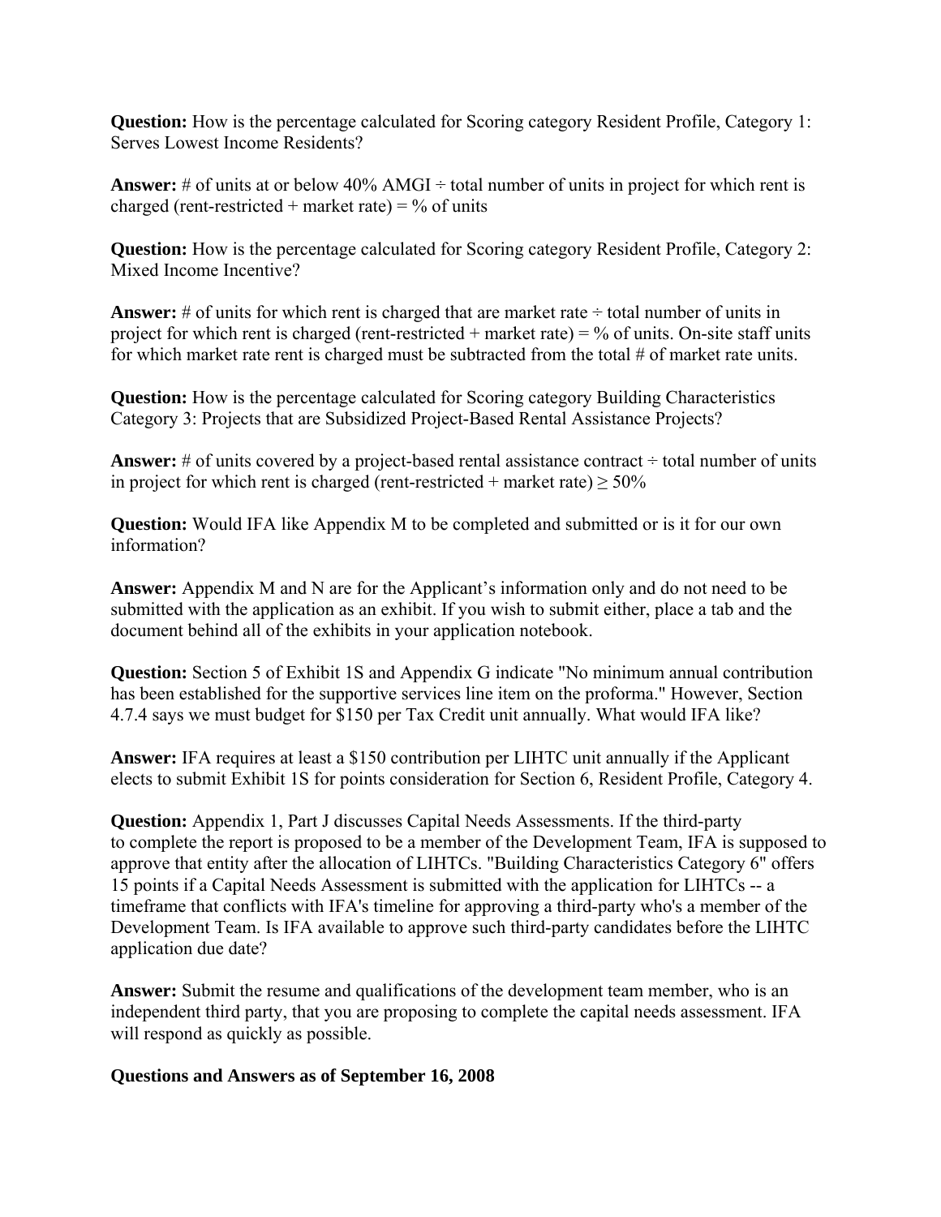**Question:** How is the percentage calculated for Scoring category Resident Profile, Category 1: Serves Lowest Income Residents?

**Answer:** # of units at or below 40% AMGI ÷ total number of units in project for which rent is charged (rent-restricted + market rate) = % of units

**Question:** How is the percentage calculated for Scoring category Resident Profile, Category 2: Mixed Income Incentive?

**Answer:** # of units for which rent is charged that are market rate ÷ total number of units in project for which rent is charged (rent-restricted + market rate) = % of units. On-site staff units for which market rate rent is charged must be subtracted from the total # of market rate units.

**Question:** How is the percentage calculated for Scoring category Building Characteristics Category 3: Projects that are Subsidized Project-Based Rental Assistance Projects?

**Answer:** # of units covered by a project-based rental assistance contract ÷ total number of units in project for which rent is charged (rent-restricted + market rate) ≥ 50%

**Question:** Would IFA like Appendix M to be completed and submitted or is it for our own information?

**Answer:** Appendix M and N are for the Applicant's information only and do not need to be submitted with the application as an exhibit. If you wish to submit either, place a tab and the document behind all of the exhibits in your application notebook.

**Question:** Section 5 of Exhibit 1S and Appendix G indicate "No minimum annual contribution has been established for the supportive services line item on the proforma." However, Section 4.7.4 says we must budget for $150 per Tax Credit unit annually. What would IFA like?

**Answer:** IFA requires at least a $150 contribution per LIHTC unit annually if the Applicant elects to submit Exhibit 1S for points consideration for Section 6, Resident Profile, Category 4.

**Question:** Appendix 1, Part J discusses Capital Needs Assessments. If the third-party to complete the report is proposed to be a member of the Development Team, IFA is supposed to approve that entity after the allocation of LIHTCs. "Building Characteristics Category 6" offers 15 points if a Capital Needs Assessment is submitted with the application for LIHTCs -- a timeframe that conflicts with IFA's timeline for approving a third-party who's a member of the Development Team. Is IFA available to approve such third-party candidates before the LIHTC application due date?

**Answer:** Submit the resume and qualifications of the development team member, who is an independent third party, that you are proposing to complete the capital needs assessment. IFA will respond as quickly as possible.

**Questions and Answers as of September 16, 2008**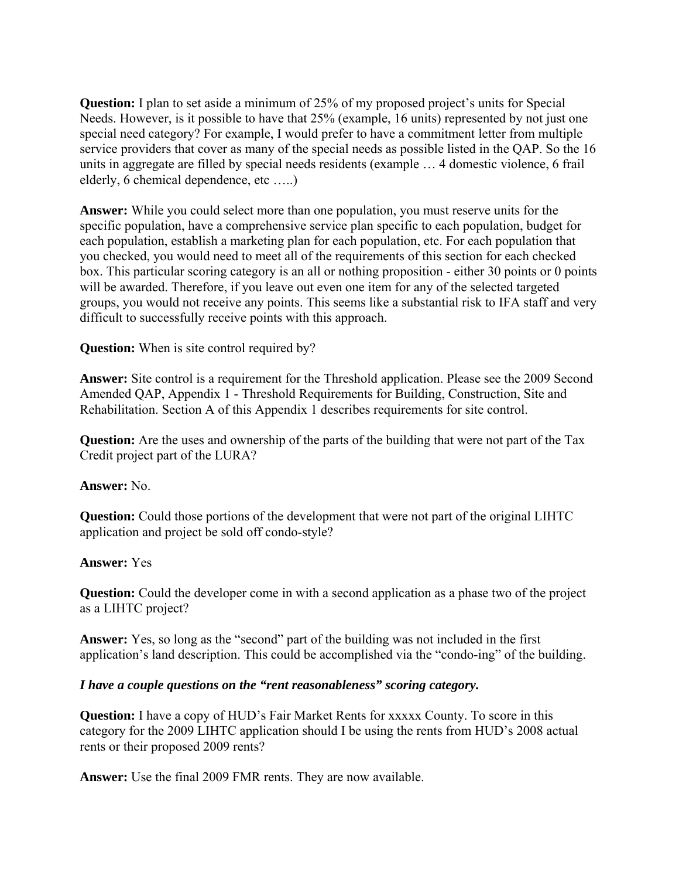**Question:** I plan to set aside a minimum of 25% of my proposed project's units for Special Needs. However, is it possible to have that 25% (example, 16 units) represented by not just one special need category? For example, I would prefer to have a commitment letter from multiple service providers that cover as many of the special needs as possible listed in the QAP. So the 16 units in aggregate are filled by special needs residents (example … 4 domestic violence, 6 frail elderly, 6 chemical dependence, etc …..)

**Answer:** While you could select more than one population, you must reserve units for the specific population, have a comprehensive service plan specific to each population, budget for each population, establish a marketing plan for each population, etc. For each population that you checked, you would need to meet all of the requirements of this section for each checked box. This particular scoring category is an all or nothing proposition - either 30 points or 0 points will be awarded. Therefore, if you leave out even one item for any of the selected targeted groups, you would not receive any points. This seems like a substantial risk to IFA staff and very difficult to successfully receive points with this approach.

**Question:** When is site control required by?

**Answer:** Site control is a requirement for the Threshold application. Please see the 2009 Second Amended QAP, Appendix 1 - Threshold Requirements for Building, Construction, Site and Rehabilitation. Section A of this Appendix 1 describes requirements for site control.

**Question:** Are the uses and ownership of the parts of the building that were not part of the Tax Credit project part of the LURA?

**Answer:** No.

**Question:** Could those portions of the development that were not part of the original LIHTC application and project be sold off condo-style?

**Answer:** Yes

**Question:** Could the developer come in with a second application as a phase two of the project as a LIHTC project?

**Answer:** Yes, so long as the "second" part of the building was not included in the first application's land description. This could be accomplished via the "condo-ing" of the building.

***I have a couple questions on the "rent reasonableness" scoring category.***

**Question:** I have a copy of HUD's Fair Market Rents for xxxxx County. To score in this category for the 2009 LIHTC application should I be using the rents from HUD's 2008 actual rents or their proposed 2009 rents?

**Answer:** Use the final 2009 FMR rents. They are now available.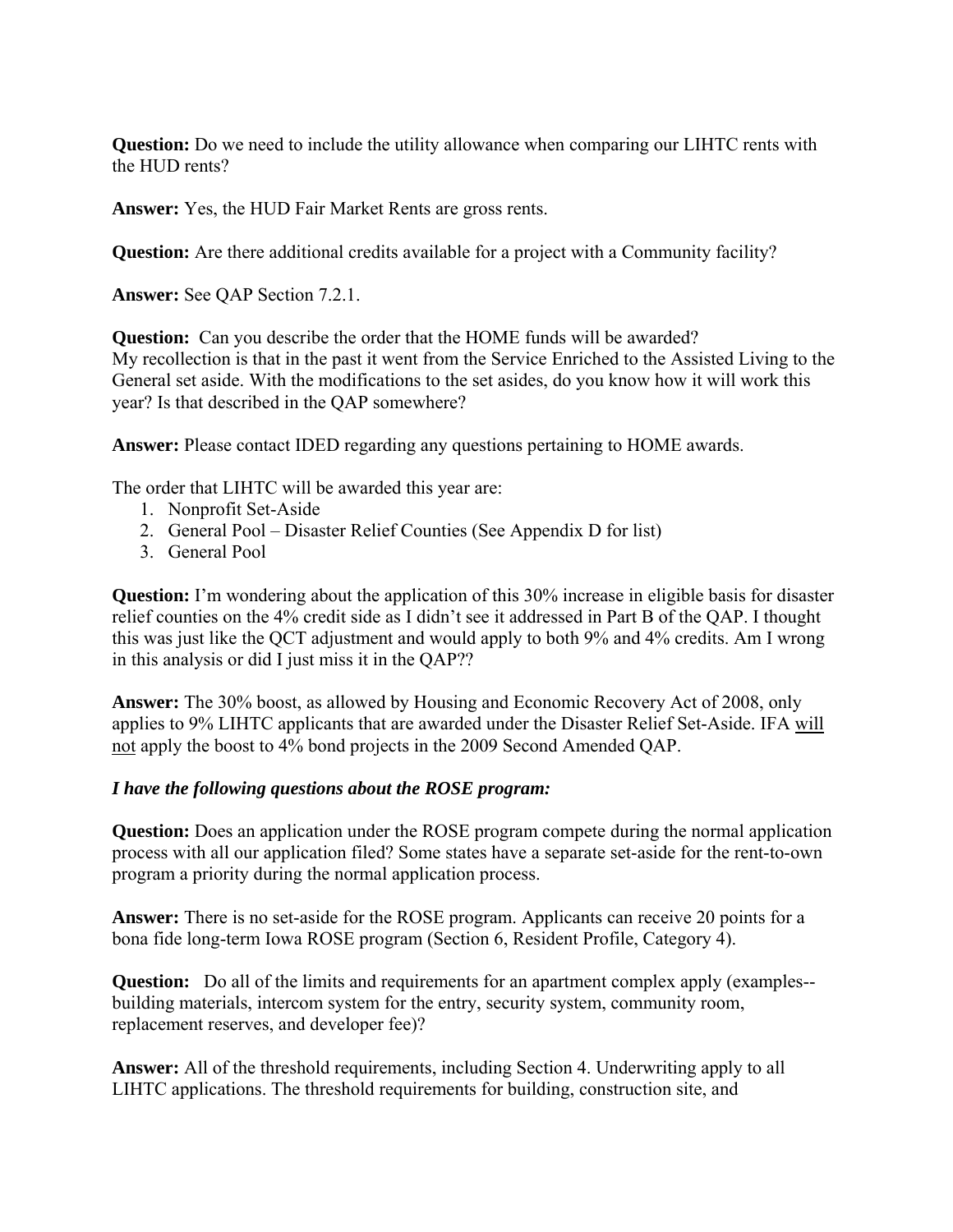**Question:** Do we need to include the utility allowance when comparing our LIHTC rents with the HUD rents?

**Answer:** Yes, the HUD Fair Market Rents are gross rents.

**Question:** Are there additional credits available for a project with a Community facility?

**Answer:** See QAP Section 7.2.1.

**Question:** Can you describe the order that the HOME funds will be awarded? My recollection is that in the past it went from the Service Enriched to the Assisted Living to the General set aside. With the modifications to the set asides, do you know how it will work this year? Is that described in the QAP somewhere?

**Answer:** Please contact IDED regarding any questions pertaining to HOME awards.

The order that LIHTC will be awarded this year are:

1. Nonprofit Set-Aside
2. General Pool – Disaster Relief Counties (See Appendix D for list)
3. General Pool

**Question:** I'm wondering about the application of this 30% increase in eligible basis for disaster relief counties on the 4% credit side as I didn't see it addressed in Part B of the QAP. I thought this was just like the QCT adjustment and would apply to both 9% and 4% credits. Am I wrong in this analysis or did I just miss it in the QAP??

**Answer:** The 30% boost, as allowed by Housing and Economic Recovery Act of 2008, only applies to 9% LIHTC applicants that are awarded under the Disaster Relief Set-Aside. IFA <u>will not</u> apply the boost to 4% bond projects in the 2009 Second Amended QAP.

***I have the following questions about the ROSE program:***

**Question:** Does an application under the ROSE program compete during the normal application process with all our application filed? Some states have a separate set-aside for the rent-to-own program a priority during the normal application process.

**Answer:** There is no set-aside for the ROSE program. Applicants can receive 20 points for a bona fide long-term Iowa ROSE program (Section 6, Resident Profile, Category 4).

**Question:** Do all of the limits and requirements for an apartment complex apply (examples--building materials, intercom system for the entry, security system, community room, replacement reserves, and developer fee)?

**Answer:** All of the threshold requirements, including Section 4. Underwriting apply to all LIHTC applications. The threshold requirements for building, construction site, and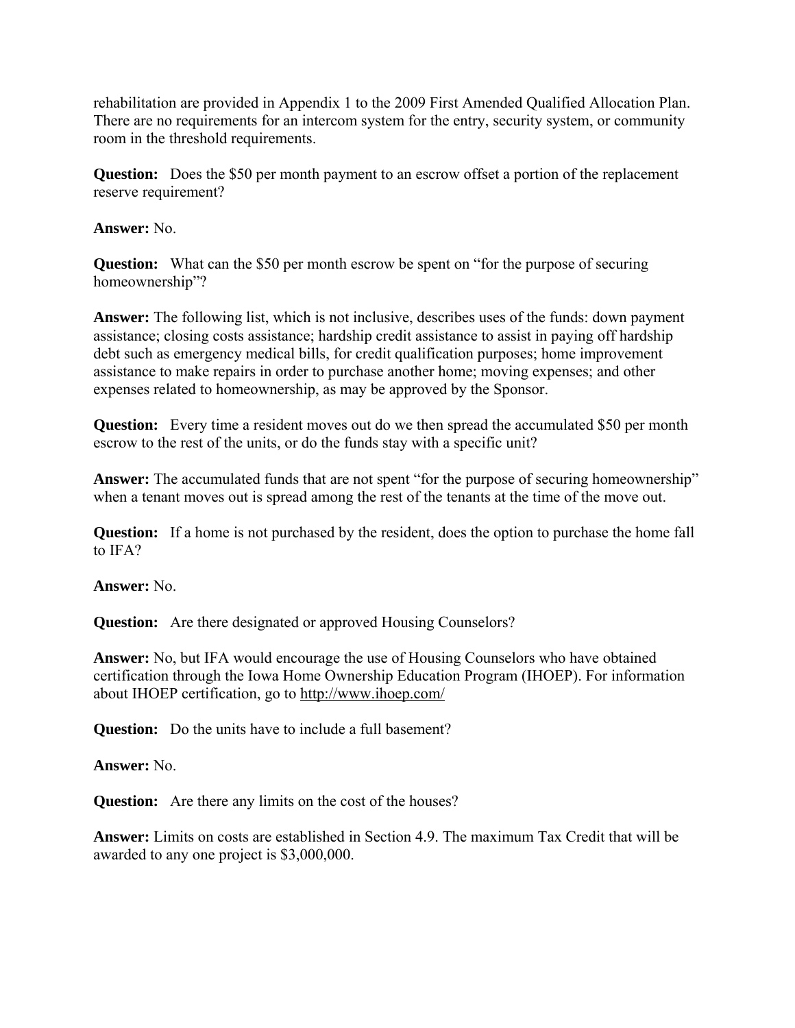rehabilitation are provided in Appendix 1 to the 2009 First Amended Qualified Allocation Plan. There are no requirements for an intercom system for the entry, security system, or community room in the threshold requirements.

**Question:** Does the $50 per month payment to an escrow offset a portion of the replacement reserve requirement?

**Answer:** No.

**Question:** What can the $50 per month escrow be spent on "for the purpose of securing homeownership"?

**Answer:** The following list, which is not inclusive, describes uses of the funds: down payment assistance; closing costs assistance; hardship credit assistance to assist in paying off hardship debt such as emergency medical bills, for credit qualification purposes; home improvement assistance to make repairs in order to purchase another home; moving expenses; and other expenses related to homeownership, as may be approved by the Sponsor.

**Question:** Every time a resident moves out do we then spread the accumulated $50 per month escrow to the rest of the units, or do the funds stay with a specific unit?

**Answer:** The accumulated funds that are not spent "for the purpose of securing homeownership" when a tenant moves out is spread among the rest of the tenants at the time of the move out.

**Question:** If a home is not purchased by the resident, does the option to purchase the home fall to IFA?

**Answer:** No.

**Question:** Are there designated or approved Housing Counselors?

**Answer:** No, but IFA would encourage the use of Housing Counselors who have obtained certification through the Iowa Home Ownership Education Program (IHOEP). For information about IHOEP certification, go to http://www.ihoep.com/

**Question:** Do the units have to include a full basement?

**Answer:** No.

**Question:** Are there any limits on the cost of the houses?

**Answer:** Limits on costs are established in Section 4.9. The maximum Tax Credit that will be awarded to any one project is $3,000,000.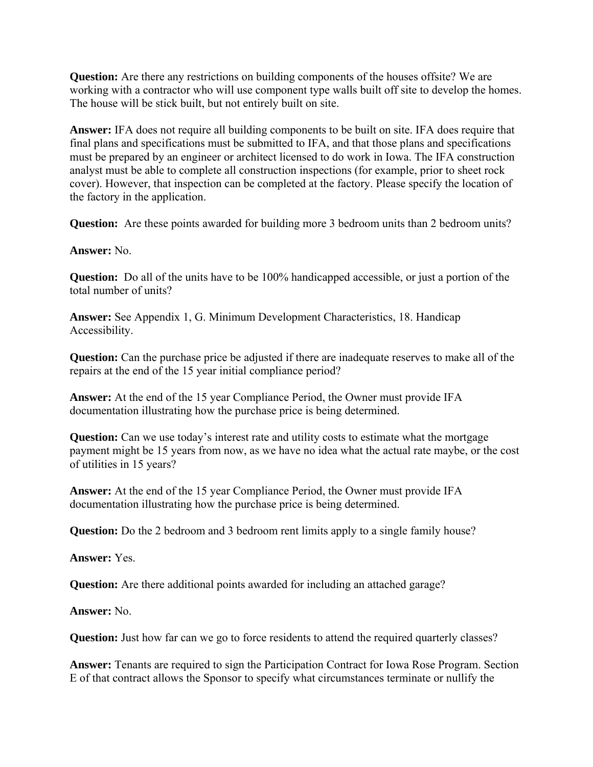**Question:** Are there any restrictions on building components of the houses offsite? We are working with a contractor who will use component type walls built off site to develop the homes. The house will be stick built, but not entirely built on site.

**Answer:** IFA does not require all building components to be built on site. IFA does require that final plans and specifications must be submitted to IFA, and that those plans and specifications must be prepared by an engineer or architect licensed to do work in Iowa. The IFA construction analyst must be able to complete all construction inspections (for example, prior to sheet rock cover). However, that inspection can be completed at the factory. Please specify the location of the factory in the application.

**Question:** Are these points awarded for building more 3 bedroom units than 2 bedroom units?

**Answer:** No.

**Question:** Do all of the units have to be 100% handicapped accessible, or just a portion of the total number of units?

**Answer:** See Appendix 1, G. Minimum Development Characteristics, 18. Handicap Accessibility.

**Question:** Can the purchase price be adjusted if there are inadequate reserves to make all of the repairs at the end of the 15 year initial compliance period?

**Answer:** At the end of the 15 year Compliance Period, the Owner must provide IFA documentation illustrating how the purchase price is being determined.

**Question:** Can we use today's interest rate and utility costs to estimate what the mortgage payment might be 15 years from now, as we have no idea what the actual rate maybe, or the cost of utilities in 15 years?

**Answer:** At the end of the 15 year Compliance Period, the Owner must provide IFA documentation illustrating how the purchase price is being determined.

**Question:** Do the 2 bedroom and 3 bedroom rent limits apply to a single family house?

**Answer:** Yes.

**Question:** Are there additional points awarded for including an attached garage?

**Answer:** No.

**Question:** Just how far can we go to force residents to attend the required quarterly classes?

**Answer:** Tenants are required to sign the Participation Contract for Iowa Rose Program. Section E of that contract allows the Sponsor to specify what circumstances terminate or nullify the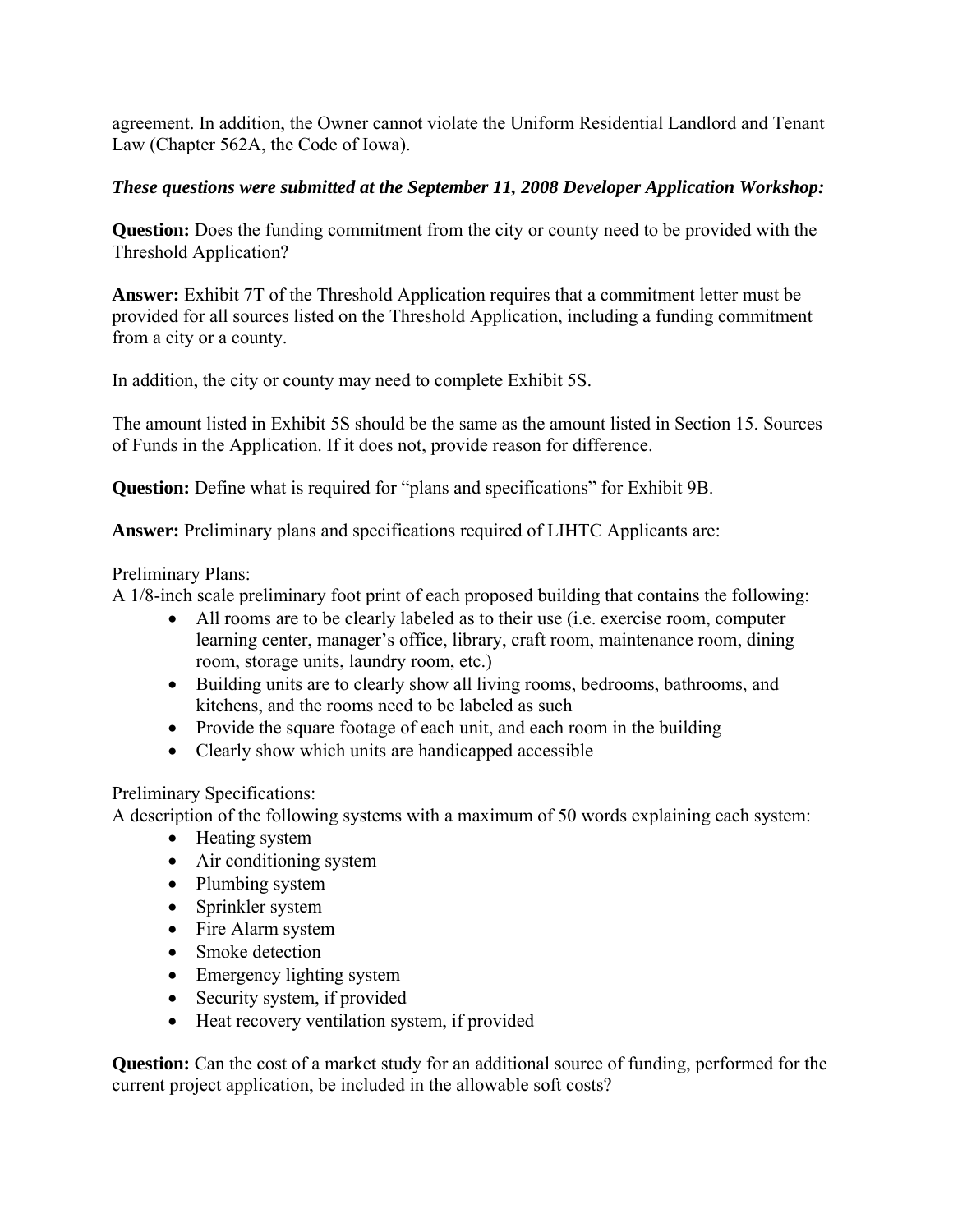agreement. In addition, the Owner cannot violate the Uniform Residential Landlord and Tenant Law (Chapter 562A, the Code of Iowa).

***These questions were submitted at the September 11, 2008 Developer Application Workshop:***

**Question:** Does the funding commitment from the city or county need to be provided with the Threshold Application?

**Answer:** Exhibit 7T of the Threshold Application requires that a commitment letter must be provided for all sources listed on the Threshold Application, including a funding commitment from a city or a county.

In addition, the city or county may need to complete Exhibit 5S.

The amount listed in Exhibit 5S should be the same as the amount listed in Section 15. Sources of Funds in the Application. If it does not, provide reason for difference.

**Question:** Define what is required for "plans and specifications" for Exhibit 9B.

**Answer:** Preliminary plans and specifications required of LIHTC Applicants are:

Preliminary Plans:
A 1/8-inch scale preliminary foot print of each proposed building that contains the following:

- All rooms are to be clearly labeled as to their use (i.e. exercise room, computer learning center, manager's office, library, craft room, maintenance room, dining room, storage units, laundry room, etc.)
- Building units are to clearly show all living rooms, bedrooms, bathrooms, and kitchens, and the rooms need to be labeled as such
- Provide the square footage of each unit, and each room in the building
- Clearly show which units are handicapped accessible

Preliminary Specifications:
A description of the following systems with a maximum of 50 words explaining each system:

- Heating system
- Air conditioning system
- Plumbing system
- Sprinkler system
- Fire Alarm system
- Smoke detection
- Emergency lighting system
- Security system, if provided
- Heat recovery ventilation system, if provided

**Question:** Can the cost of a market study for an additional source of funding, performed for the current project application, be included in the allowable soft costs?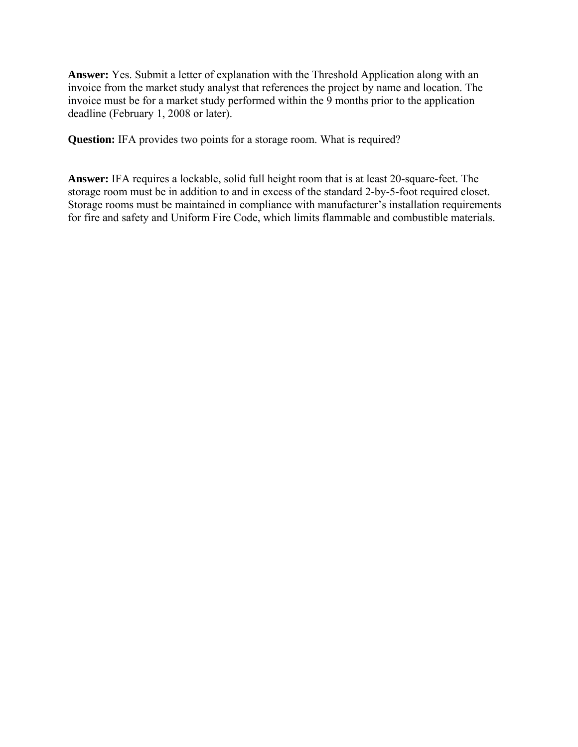**Answer:** Yes. Submit a letter of explanation with the Threshold Application along with an invoice from the market study analyst that references the project by name and location. The invoice must be for a market study performed within the 9 months prior to the application deadline (February 1, 2008 or later).

**Question:** IFA provides two points for a storage room. What is required?

**Answer:** IFA requires a lockable, solid full height room that is at least 20-square-feet. The storage room must be in addition to and in excess of the standard 2-by-5-foot required closet. Storage rooms must be maintained in compliance with manufacturer's installation requirements for fire and safety and Uniform Fire Code, which limits flammable and combustible materials.